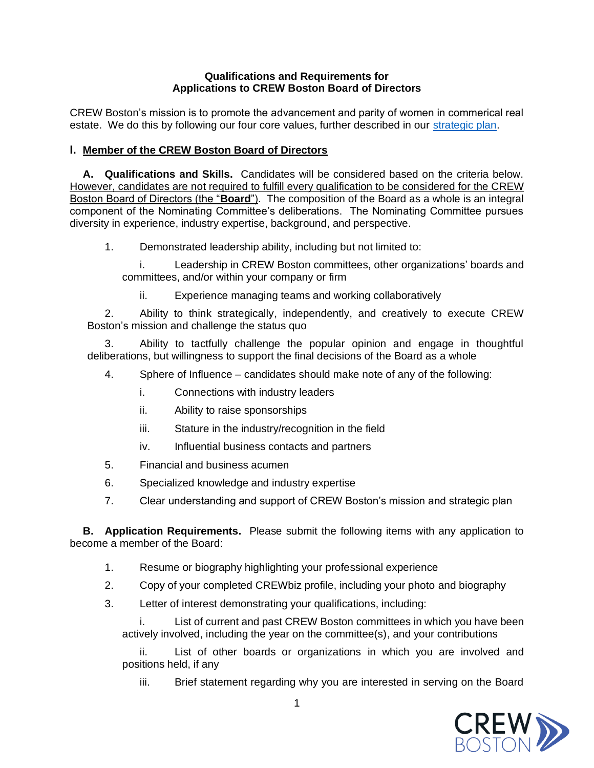**Qualifications and Requirements for Applications to CREW Boston Board of Directors**

CREW Boston's mission is to promote the advancement and parity of women in commerical real estate. We do this by following our four core values, further described in our [strategic plan](strategic plan).

## I. Member of the CREW Boston Board of Directors

**A. Qualifications and Skills.** Candidates will be considered based on the criteria below. However, candidates are not required to fulfill every qualification to be considered for the CREW Boston Board of Directors (the "**Board**"). The composition of the Board as a whole is an integral component of the Nominating Committee's deliberations. The Nominating Committee pursues diversity in experience, industry expertise, background, and perspective.

1. Demonstrated leadership ability, including but not limited to:

   i. Leadership in CREW Boston committees, other organizations' boards and committees, and/or within your company or firm

   ii. Experience managing teams and working collaboratively

2. Ability to think strategically, independently, and creatively to execute CREW Boston's mission and challenge the status quo

3. Ability to tactfully challenge the popular opinion and engage in thoughtful deliberations, but willingness to support the final decisions of the Board as a whole

4. Sphere of Influence – candidates should make note of any of the following:

   i. Connections with industry leaders

   ii. Ability to raise sponsorships

   iii. Stature in the industry/recognition in the field

   iv. Influential business contacts and partners

5. Financial and business acumen

6. Specialized knowledge and industry expertise

7. Clear understanding and support of CREW Boston's mission and strategic plan

**B. Application Requirements.** Please submit the following items with any application to become a member of the Board:

1. Resume or biography highlighting your professional experience

2. Copy of your completed CREWbiz profile, including your photo and biography

3. Letter of interest demonstrating your qualifications, including:

   i. List of current and past CREW Boston committees in which you have been actively involved, including the year on the committee(s), and your contributions

   ii. List of other boards or organizations in which you are involved and positions held, if any

   iii. Brief statement regarding why you are interested in serving on the Board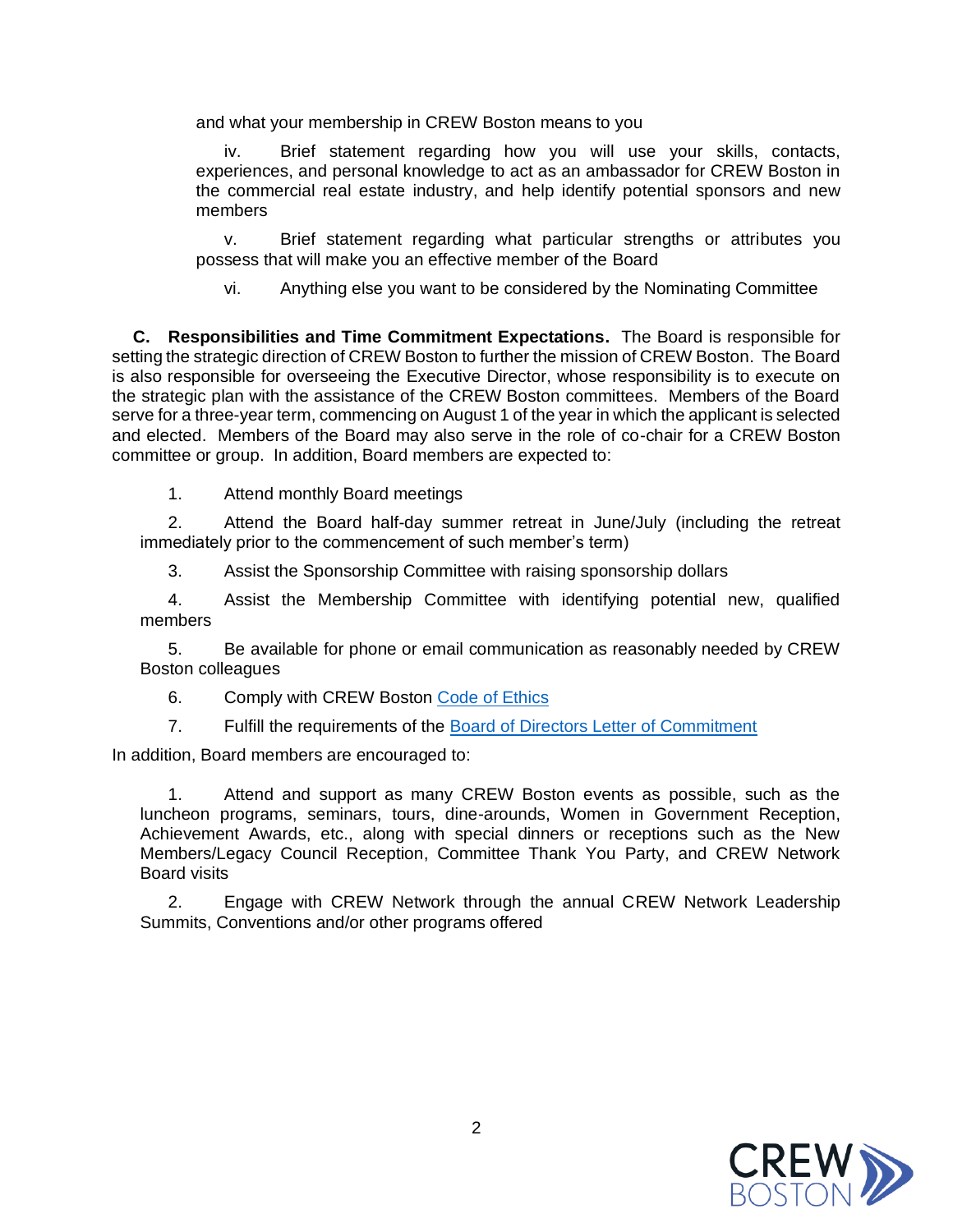and what your membership in CREW Boston means to you

iv. Brief statement regarding how you will use your skills, contacts, experiences, and personal knowledge to act as an ambassador for CREW Boston in the commercial real estate industry, and help identify potential sponsors and new members

v. Brief statement regarding what particular strengths or attributes you possess that will make you an effective member of the Board

vi. Anything else you want to be considered by the Nominating Committee

**C. Responsibilities and Time Commitment Expectations.** The Board is responsible for setting the strategic direction of CREW Boston to further the mission of CREW Boston. The Board is also responsible for overseeing the Executive Director, whose responsibility is to execute on the strategic plan with the assistance of the CREW Boston committees. Members of the Board serve for a three-year term, commencing on August 1 of the year in which the applicant is selected and elected. Members of the Board may also serve in the role of co-chair for a CREW Boston committee or group. In addition, Board members are expected to:

1. Attend monthly Board meetings
2. Attend the Board half-day summer retreat in June/July (including the retreat immediately prior to the commencement of such member's term)
3. Assist the Sponsorship Committee with raising sponsorship dollars
4. Assist the Membership Committee with identifying potential new, qualified members
5. Be available for phone or email communication as reasonably needed by CREW Boston colleagues
6. Comply with CREW Boston Code of Ethics
7. Fulfill the requirements of the Board of Directors Letter of Commitment

In addition, Board members are encouraged to:

1. Attend and support as many CREW Boston events as possible, such as the luncheon programs, seminars, tours, dine-arounds, Women in Government Reception, Achievement Awards, etc., along with special dinners or receptions such as the New Members/Legacy Council Reception, Committee Thank You Party, and CREW Network Board visits
2. Engage with CREW Network through the annual CREW Network Leadership Summits, Conventions and/or other programs offered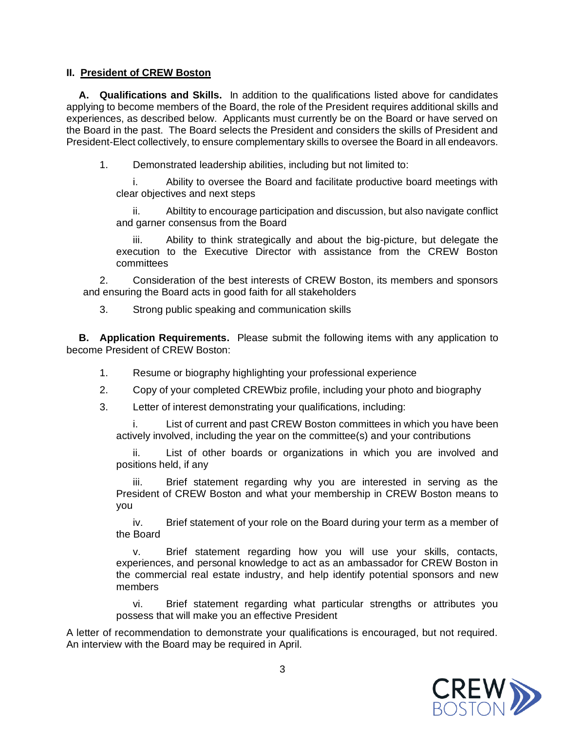## II. President of CREW Boston

**A. Qualifications and Skills.** In addition to the qualifications listed above for candidates applying to become members of the Board, the role of the President requires additional skills and experiences, as described below. Applicants must currently be on the Board or have served on the Board in the past. The Board selects the President and considers the skills of President and President-Elect collectively, to ensure complementary skills to oversee the Board in all endeavors.

1. Demonstrated leadership abilities, including but not limited to:

   i. Ability to oversee the Board and facilitate productive board meetings with clear objectives and next steps

   ii. Abiltity to encourage participation and discussion, but also navigate conflict and garner consensus from the Board

   iii. Ability to think strategically and about the big-picture, but delegate the execution to the Executive Director with assistance from the CREW Boston committees

2. Consideration of the best interests of CREW Boston, its members and sponsors and ensuring the Board acts in good faith for all stakeholders

3. Strong public speaking and communication skills

**B. Application Requirements.** Please submit the following items with any application to become President of CREW Boston:

1. Resume or biography highlighting your professional experience

2. Copy of your completed CREWbiz profile, including your photo and biography

3. Letter of interest demonstrating your qualifications, including:

   i. List of current and past CREW Boston committees in which you have been actively involved, including the year on the committee(s) and your contributions

   ii. List of other boards or organizations in which you are involved and positions held, if any

   iii. Brief statement regarding why you are interested in serving as the President of CREW Boston and what your membership in CREW Boston means to you

   iv. Brief statement of your role on the Board during your term as a member of the Board

   v. Brief statement regarding how you will use your skills, contacts, experiences, and personal knowledge to act as an ambassador for CREW Boston in the commercial real estate industry, and help identify potential sponsors and new members

   vi. Brief statement regarding what particular strengths or attributes you possess that will make you an effective President

A letter of recommendation to demonstrate your qualifications is encouraged, but not required. An interview with the Board may be required in April.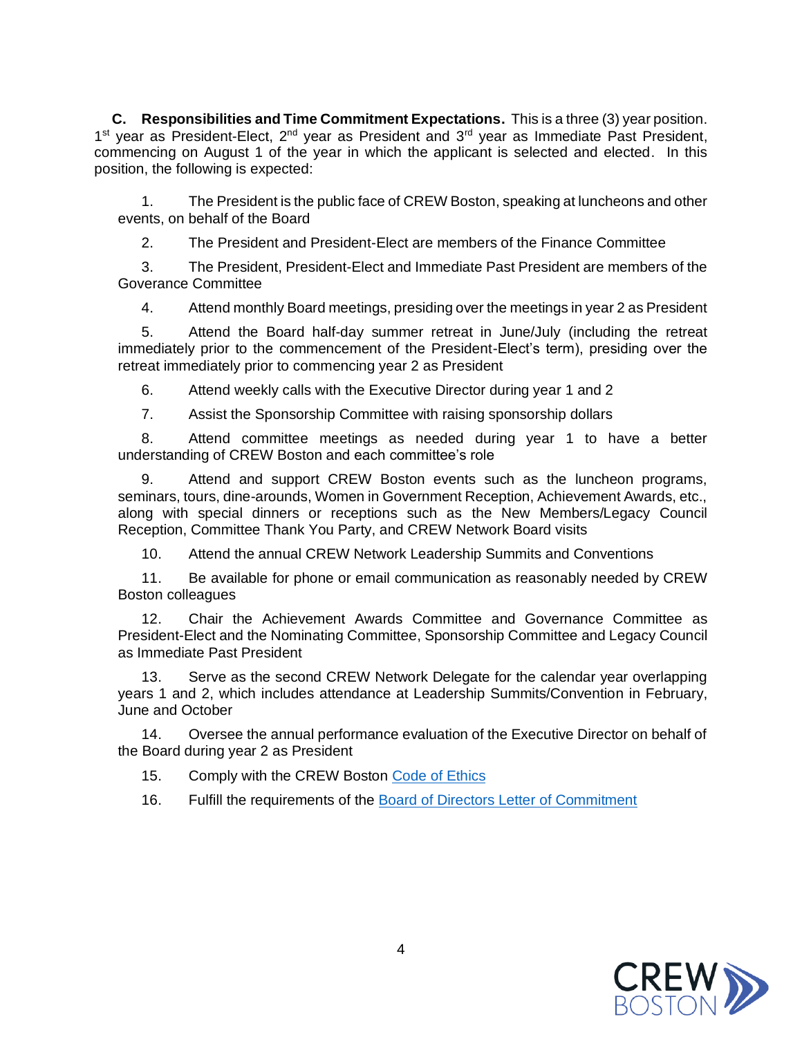**C. Responsibilities and Time Commitment Expectations.** This is a three (3) year position. 1st year as President-Elect, 2nd year as President and 3rd year as Immediate Past President, commencing on August 1 of the year in which the applicant is selected and elected. In this position, the following is expected:

1. The President is the public face of CREW Boston, speaking at luncheons and other events, on behalf of the Board
2. The President and President-Elect are members of the Finance Committee
3. The President, President-Elect and Immediate Past President are members of the Goverance Committee
4. Attend monthly Board meetings, presiding over the meetings in year 2 as President
5. Attend the Board half-day summer retreat in June/July (including the retreat immediately prior to the commencement of the President-Elect's term), presiding over the retreat immediately prior to commencing year 2 as President
6. Attend weekly calls with the Executive Director during year 1 and 2
7. Assist the Sponsorship Committee with raising sponsorship dollars
8. Attend committee meetings as needed during year 1 to have a better understanding of CREW Boston and each committee's role
9. Attend and support CREW Boston events such as the luncheon programs, seminars, tours, dine-arounds, Women in Government Reception, Achievement Awards, etc., along with special dinners or receptions such as the New Members/Legacy Council Reception, Committee Thank You Party, and CREW Network Board visits
10. Attend the annual CREW Network Leadership Summits and Conventions
11. Be available for phone or email communication as reasonably needed by CREW Boston colleagues
12. Chair the Achievement Awards Committee and Governance Committee as President-Elect and the Nominating Committee, Sponsorship Committee and Legacy Council as Immediate Past President
13. Serve as the second CREW Network Delegate for the calendar year overlapping years 1 and 2, which includes attendance at Leadership Summits/Convention in February, June and October
14. Oversee the annual performance evaluation of the Executive Director on behalf of the Board during year 2 as President
15. Comply with the CREW Boston Code of Ethics
16. Fulfill the requirements of the Board of Directors Letter of Commitment